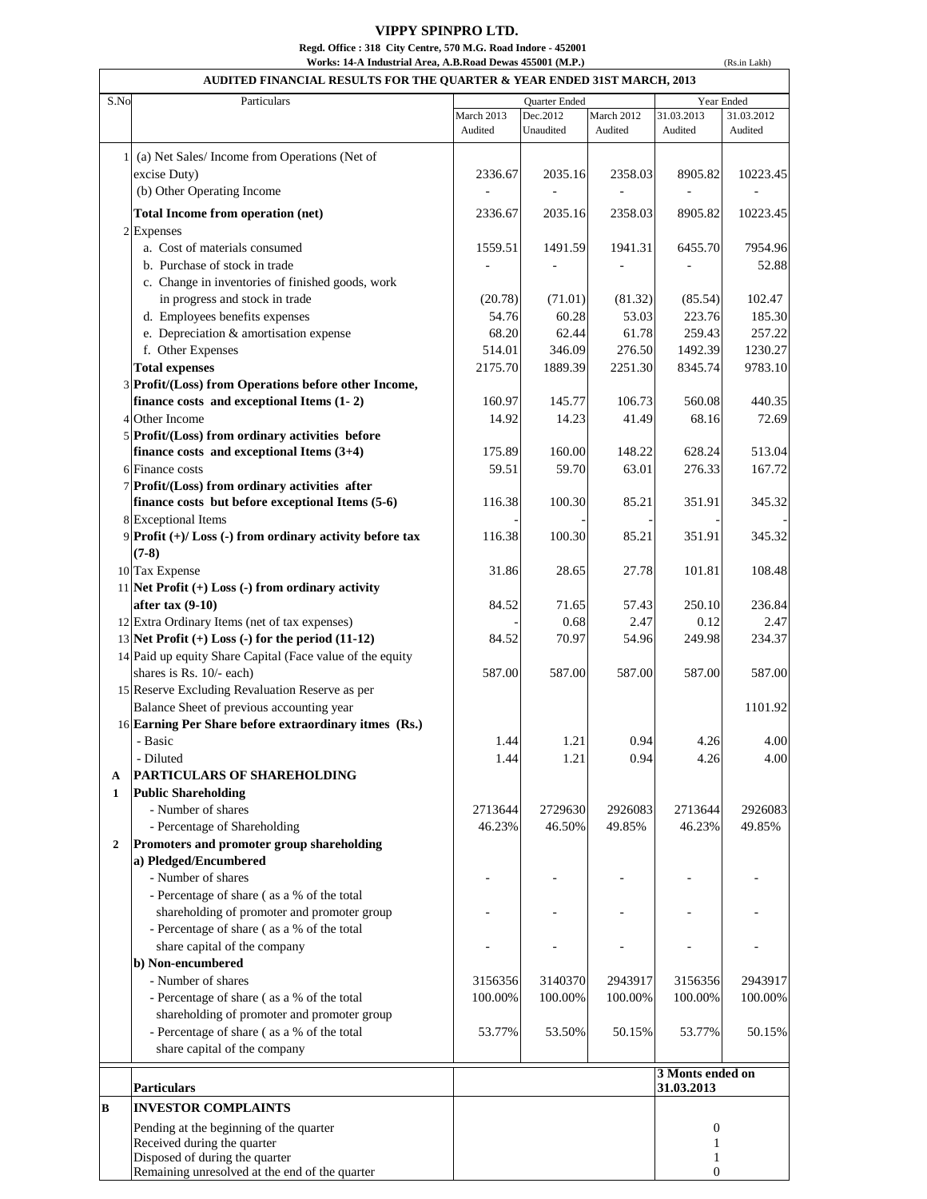# VIPPY SPINPRO LTD.

**Regd. Office : 318 City Centre, 570 M.G. Road Indore - 452001**

**Works: 14-A Industrial Area, A.B.Road Dewas 455001 (M.P.)**

(Rs.in Lakh)

## AUDITED FINANCIAL RESULTS FOR THE QUARTER & YEAR ENDED 31ST MARCH, 2013

| S.No | Particulars | Quarter Ended | | | Year Ended | |
|---|---|---|---|---|---|---|
| | | March 2013 Audited | Dec.2012 Unaudited | March 2012 Audited | 31.03.2013 Audited | 31.03.2012 Audited |
| 1 | (a) Net Sales/ Income from Operations (Net of excise Duty) | 2336.67 | 2035.16 | 2358.03 | 8905.82 | 10223.45 |
| | (b) Other Operating Income | - | - | - | - | - |
| | **Total Income from operation (net)** | 2336.67 | 2035.16 | 2358.03 | 8905.82 | 10223.45 |
| 2 | Expenses | | | | | |
| | a. Cost of materials consumed | 1559.51 | 1491.59 | 1941.31 | 6455.70 | 7954.96 |
| | b. Purchase of stock in trade | - | - | - | - | 52.88 |
| | c. Change in inventories of finished goods, work in progress and stock in trade | (20.78) | (71.01) | (81.32) | (85.54) | 102.47 |
| | d. Employees benefits expenses | 54.76 | 60.28 | 53.03 | 223.76 | 185.30 |
| | e. Depreciation & amortisation expense | 68.20 | 62.44 | 61.78 | 259.43 | 257.22 |
| | f. Other Expenses | 514.01 | 346.09 | 276.50 | 1492.39 | 1230.27 |
| | **Total expenses** | 2175.70 | 1889.39 | 2251.30 | 8345.74 | 9783.10 |
| 3 | **Profit/(Loss) from Operations before other Income, finance costs and exceptional Items (1- 2)** | 160.97 | 145.77 | 106.73 | 560.08 | 440.35 |
| 4 | Other Income | 14.92 | 14.23 | 41.49 | 68.16 | 72.69 |
| 5 | **Profit/(Loss) from ordinary activities before finance costs and exceptional Items (3+4)** | 175.89 | 160.00 | 148.22 | 628.24 | 513.04 |
| 6 | Finance costs | 59.51 | 59.70 | 63.01 | 276.33 | 167.72 |
| 7 | **Profit/(Loss) from ordinary activities after finance costs but before exceptional Items (5-6)** | 116.38 | 100.30 | 85.21 | 351.91 | 345.32 |
| 8 | Exceptional Items | - | - | - | - | - |
| 9 | **Profit (+)/ Loss (-) from ordinary activity before tax (7-8)** | 116.38 | 100.30 | 85.21 | 351.91 | 345.32 |
| 10 | Tax Expense | 31.86 | 28.65 | 27.78 | 101.81 | 108.48 |
| 11 | **Net Profit (+) Loss (-) from ordinary activity after tax (9-10)** | 84.52 | 71.65 | 57.43 | 250.10 | 236.84 |
| 12 | Extra Ordinary Items (net of tax expenses) | - | 0.68 | 2.47 | 0.12 | 2.47 |
| 13 | **Net Profit (+) Loss (-) for the period (11-12)** | 84.52 | 70.97 | 54.96 | 249.98 | 234.37 |
| 14 | Paid up equity Share Capital (Face value of the equity shares is Rs. 10/- each) | 587.00 | 587.00 | 587.00 | 587.00 | 587.00 |
| 15 | Reserve Excluding Revaluation Reserve as per Balance Sheet of previous accounting year | | | | | 1101.92 |
| 16 | **Earning Per Share before extraordinary itmes (Rs.)** | | | | | |
| | - Basic | 1.44 | 1.21 | 0.94 | 4.26 | 4.00 |
| | - Diluted | 1.44 | 1.21 | 0.94 | 4.26 | 4.00 |
| **A** | **PARTICULARS OF SHAREHOLDING** | | | | | |
| **1** | **Public Shareholding** | | | | | |
| | - Number of shares | 2713644 | 2729630 | 2926083 | 2713644 | 2926083 |
| | - Percentage of Shareholding | 46.23% | 46.50% | 49.85% | 46.23% | 49.85% |
| **2** | **Promoters and promoter group shareholding** | | | | | |
| | **a) Pledged/Encumbered** | | | | | |
| | - Number of shares | - | - | - | - | - |
| | - Percentage of share ( as a % of the total shareholding of promoter and promoter group | - | - | - | - | - |
| | - Percentage of share ( as a % of the total share capital of the company | - | - | - | - | - |
| | **b) Non-encumbered** | | | | | |
| | - Number of shares | 3156356 | 3140370 | 2943917 | 3156356 | 2943917 |
| | - Percentage of share ( as a % of the total shareholding of promoter and promoter group | 100.00% | 100.00% | 100.00% | 100.00% | 100.00% |
| | - Percentage of share ( as a % of the total share capital of the company | 53.77% | 53.50% | 50.15% | 53.77% | 50.15% |

| | Particulars | 3 Monts ended on 31.03.2013 |
|---|---|---|
| **B** | **INVESTOR COMPLAINTS** | |
| | Pending at the beginning of the quarter | 0 |
| | Received during the quarter | 1 |
| | Disposed of during the quarter | 1 |
| | Remaining unresolved at the end of the quarter | 0 |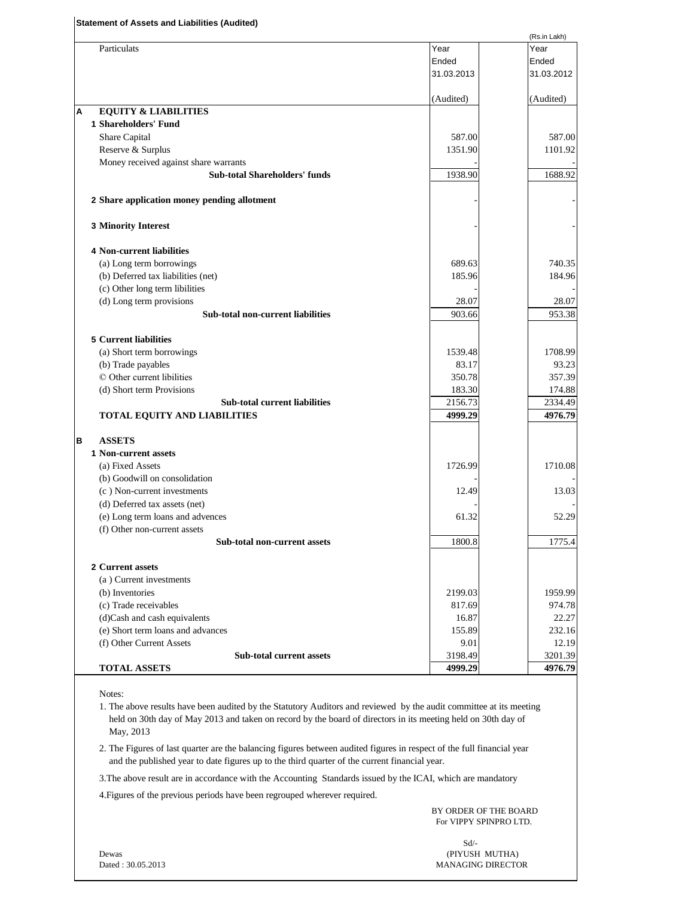**Statement of Assets and Liabilities (Audited)**

(Rs.in Lakh)

| | Particulats | Year Ended 31.03.2013 (Audited) | Year Ended 31.03.2012 (Audited) |
|---|---|---|---|
| **A** | **EQUITY & LIABILITIES** | | |
| | **1 Shareholders' Fund** | | |
| | Share Capital | 587.00 | 587.00 |
| | Reserve & Surplus | 1351.90 | 1101.92 |
| | Money received against share warrants | - | - |
| | **Sub-total Shareholders' funds** | 1938.90 | 1688.92 |
| | **2 Share application money pending allotment** | - | - |
| | **3 Minority Interest** | - | - |
| | **4 Non-current liabilities** | | |
| | (a) Long term borrowings | 689.63 | 740.35 |
| | (b) Deferred tax liabilities (net) | 185.96 | 184.96 |
| | (c) Other long term libilities | - | - |
| | (d) Long term provisions | 28.07 | 28.07 |
| | **Sub-total non-current liabilities** | 903.66 | 953.38 |
| | **5 Current liabilities** | | |
| | (a) Short term borrowings | 1539.48 | 1708.99 |
| | (b) Trade payables | 83.17 | 93.23 |
| | © Other current libilities | 350.78 | 357.39 |
| | (d) Short term Provisions | 183.30 | 174.88 |
| | **Sub-total current liabilities** | 2156.73 | 2334.49 |
| | **TOTAL EQUITY AND LIABILITIES** | **4999.29** | **4976.79** |
| **B** | **ASSETS** | | |
| | **1 Non-current assets** | | |
| | (a) Fixed Assets | 1726.99 | 1710.08 |
| | (b) Goodwill on consolidation | - | - |
| | (c ) Non-current investments | 12.49 | 13.03 |
| | (d) Deferred tax assets (net) | - | - |
| | (e) Long term loans and advences | 61.32 | 52.29 |
| | (f) Other non-current assets | | |
| | **Sub-total non-current assets** | 1800.8 | 1775.4 |
| | **2 Current assets** | | |
| | (a ) Current investments | | |
| | (b) Inventories | 2199.03 | 1959.99 |
| | (c) Trade receivables | 817.69 | 974.78 |
| | (d)Cash and cash equivalents | 16.87 | 22.27 |
| | (e) Short term loans and advances | 155.89 | 232.16 |
| | (f) Other Current Assets | 9.01 | 12.19 |
| | **Sub-total current assets** | 3198.49 | 3201.39 |
| | **TOTAL ASSETS** | **4999.29** | **4976.79** |

Notes:

1. The above results have been audited by the Statutory Auditors and reviewed by the audit committee at its meeting held on 30th day of May 2013 and taken on record by the board of directors in its meeting held on 30th day of May, 2013

2. The Figures of last quarter are the balancing figures between audited figures in respect of the full financial year and the published year to date figures up to the third quarter of the current financial year.

3.The above result are in accordance with the Accounting Standards issued by the ICAI, which are mandatory

4.Figures of the previous periods have been regrouped wherever required.

BY ORDER OF THE BOARD
For VIPPY SPINPRO LTD.

Sd/-
(PIYUSH MUTHA)
MANAGING DIRECTOR

Dewas
Dated : 30.05.2013